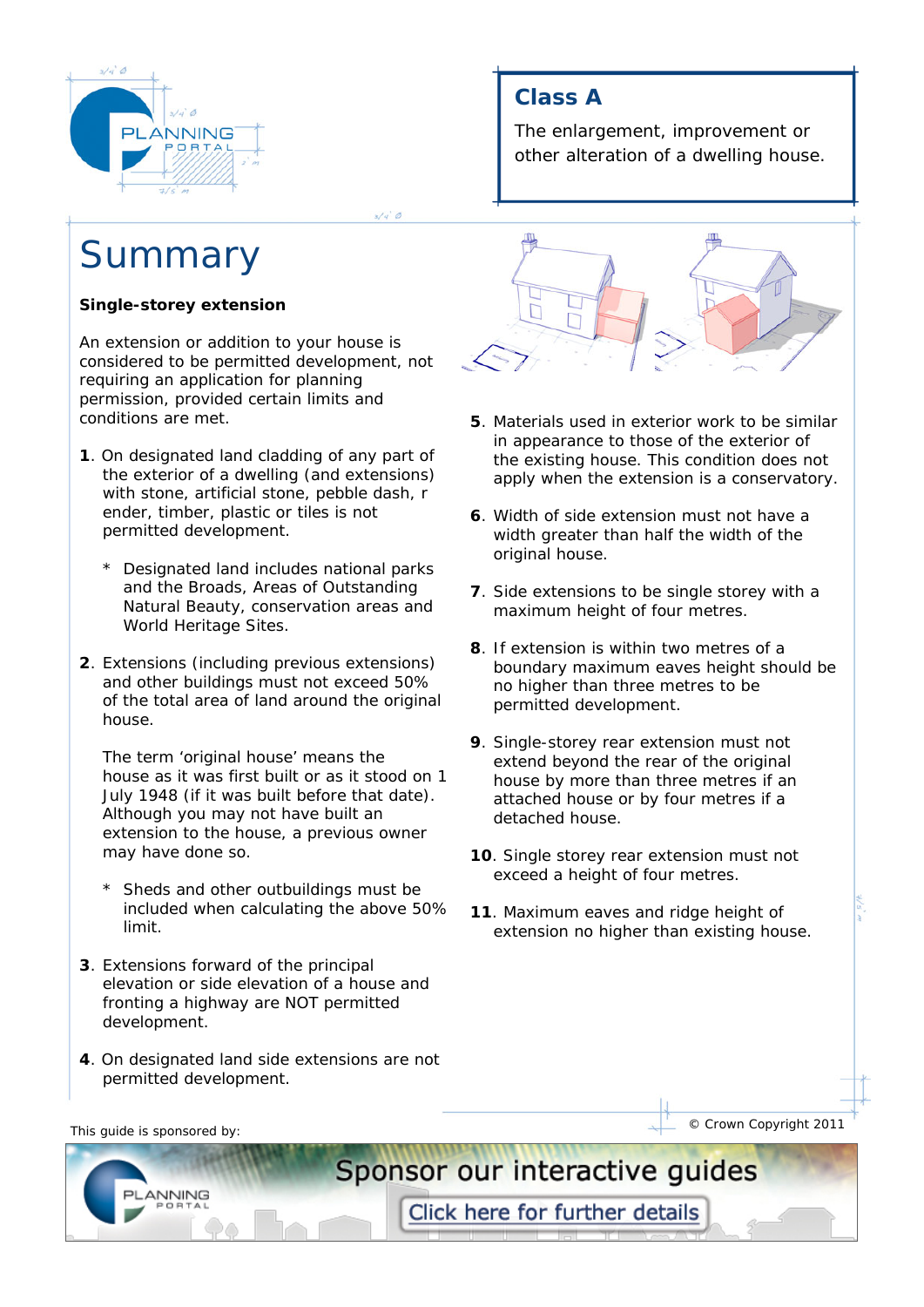## Class A

The enlargement, improvement or other alteration of a dwelling house.

# Summary

**Single-storey extension**

An extension or addition to your house is considered to be permitted development, not requiring an application for planning permission, provided certain limits and conditions are met.

**1**. On designated land cladding of any part of the exterior of a dwelling (and extensions) with stone, artificial stone, pebble dash, render, timber, plastic or tiles is not permitted development.

> * Designated land includes national parks and the Broads, Areas of Outstanding Natural Beauty, conservation areas and World Heritage Sites.

**2**. Extensions (including previous extensions) and other buildings must not exceed 50% of the total area of land around the original house.

The term 'original house' means the house as it was first built or as it stood on 1 July 1948 (if it was built before that date). Although you may not have built an extension to the house, a previous owner may have done so.

> * Sheds and other outbuildings must be included when calculating the above 50% limit.

**3**. Extensions forward of the principal elevation or side elevation of a house and fronting a highway are NOT permitted development.

**4**. On designated land side extensions are not permitted development.

**5**. Materials used in exterior work to be similar in appearance to those of the exterior of the existing house. This condition does not apply when the extension is a conservatory.

**6**. Width of side extension must not have a width greater than half the width of the original house.

**7**. Side extensions to be single storey with a maximum height of four metres.

**8**. If extension is within two metres of a boundary maximum eaves height should be no higher than three metres to be permitted development.

**9**. Single-storey rear extension must not extend beyond the rear of the original house by more than three metres if an attached house or by four metres if a detached house.

**10**. Single storey rear extension must not exceed a height of four metres.

**11**. Maximum eaves and ridge height of extension no higher than existing house.

This guide is sponsored by:

Sponsor our interactive guides

Click here for further details

© Crown Copyright 2011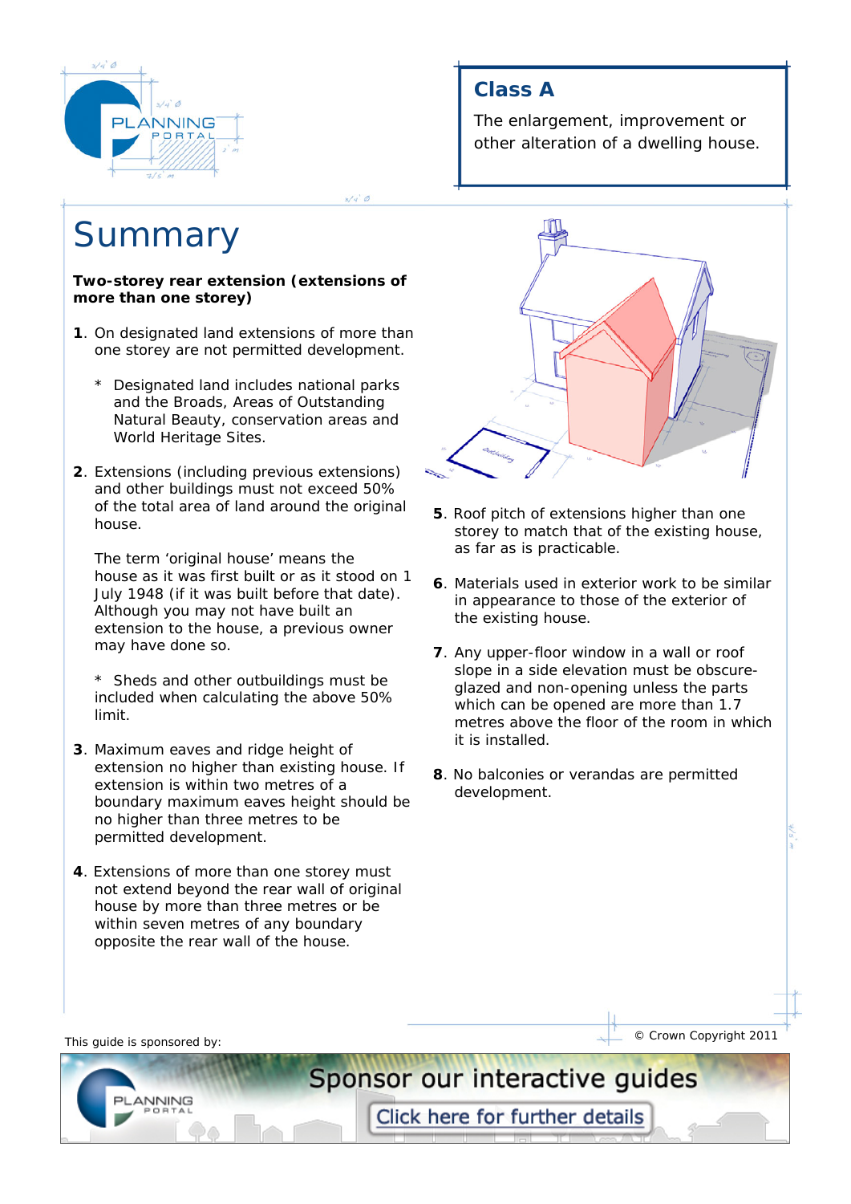## Class A

The enlargement, improvement or other alteration of a dwelling house.

# Summary

**Two-storey rear extension (extensions of more than one storey)**

**1**. On designated land extensions of more than one storey are not permitted development.

\* Designated land includes national parks and the Broads, Areas of Outstanding Natural Beauty, conservation areas and World Heritage Sites.

**2**. Extensions (including previous extensions) and other buildings must not exceed 50% of the total area of land around the original house.

The term 'original house' means the house as it was first built or as it stood on 1 July 1948 (if it was built before that date). Although you may not have built an extension to the house, a previous owner may have done so.

\* Sheds and other outbuildings must be included when calculating the above 50% limit.

**3**. Maximum eaves and ridge height of extension no higher than existing house. If extension is within two metres of a boundary maximum eaves height should be no higher than three metres to be permitted development.

**4**. Extensions of more than one storey must not extend beyond the rear wall of original house by more than three metres or be within seven metres of any boundary opposite the rear wall of the house.

**5**. Roof pitch of extensions higher than one storey to match that of the existing house, as far as is practicable.

**6**. Materials used in exterior work to be similar in appearance to those of the exterior of the existing house.

**7**. Any upper-floor window in a wall or roof slope in a side elevation must be obscure-glazed and non-opening unless the parts which can be opened are more than 1.7 metres above the floor of the room in which it is installed.

**8**. No balconies or verandas are permitted development.

This guide is sponsored by:

© Crown Copyright 2011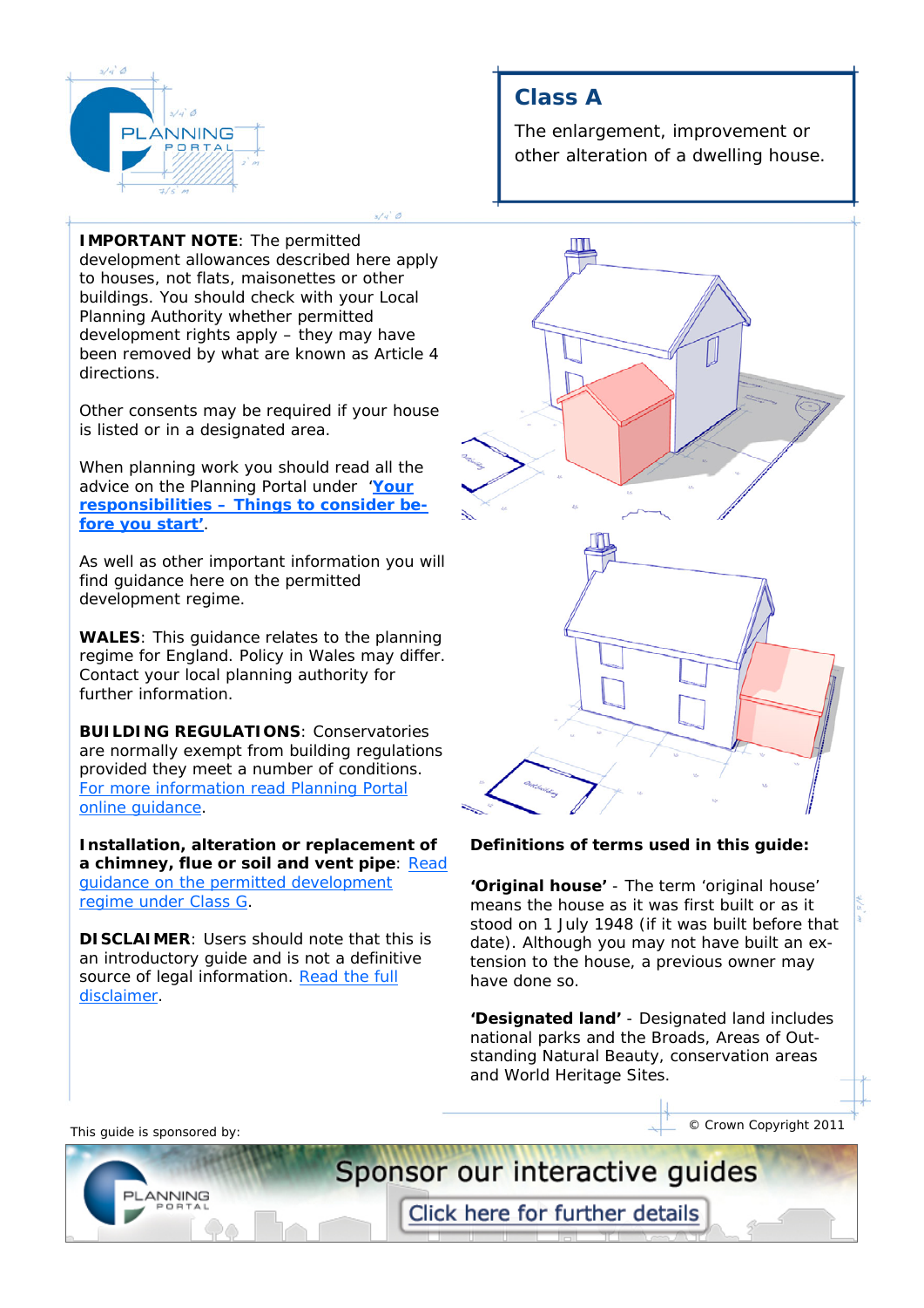## Class A

The enlargement, improvement or other alteration of a dwelling house.

**IMPORTANT NOTE**: The permitted development allowances described here apply to houses, not flats, maisonettes or other buildings. You should check with your Local Planning Authority whether permitted development rights apply – they may have been removed by what are known as Article 4 directions.

Other consents may be required if your house is listed or in a designated area.

When planning work you should read all the advice on the Planning Portal under **'Your responsibilities – Things to consider before you start'**.

As well as other important information you will find guidance here on the permitted development regime.

**WALES**: This guidance relates to the planning regime for England. Policy in Wales may differ. Contact your local planning authority for further information.

**BUILDING REGULATIONS**: Conservatories are normally exempt from building regulations provided they meet a number of conditions. For more information read Planning Portal online guidance.

**Installation, alteration or replacement of a chimney, flue or soil and vent pipe**: Read guidance on the permitted development regime under Class G.

**DISCLAIMER**: Users should note that this is an introductory guide and is not a definitive source of legal information. Read the full disclaimer.

**Definitions of terms used in this guide:**

**'Original house'** - The term 'original house' means the house as it was first built or as it stood on 1 July 1948 (if it was built before that date). Although you may not have built an extension to the house, a previous owner may have done so.

**'Designated land'** - Designated land includes national parks and the Broads, Areas of Outstanding Natural Beauty, conservation areas and World Heritage Sites.

This guide is sponsored by:

© Crown Copyright 2011

Sponsor our interactive guides

Click here for further details